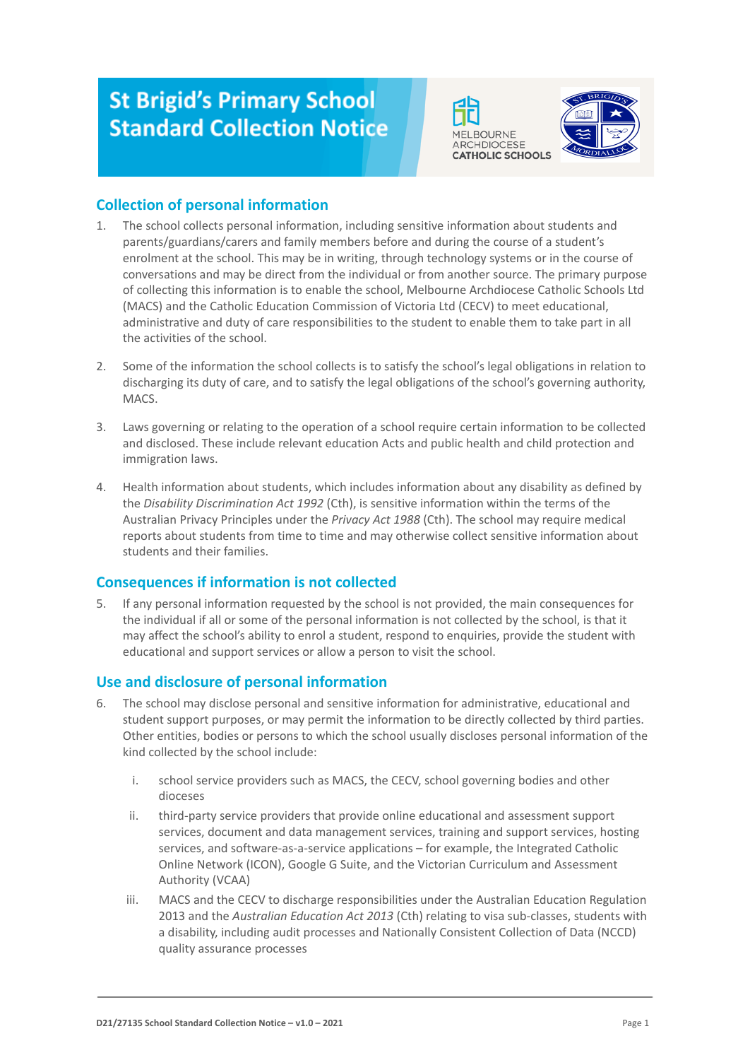# St Brigid's Primary School Standard Collection Notice

MELBOURNE ARCHDIOCESE CATHOLIC SCHOOLS

## Collection of personal information

1. The school collects personal information, including sensitive information about students and parents/guardians/carers and family members before and during the course of a student's enrolment at the school. This may be in writing, through technology systems or in the course of conversations and may be direct from the individual or from another source. The primary purpose of collecting this information is to enable the school, Melbourne Archdiocese Catholic Schools Ltd (MACS) and the Catholic Education Commission of Victoria Ltd (CECV) to meet educational, administrative and duty of care responsibilities to the student to enable them to take part in all the activities of the school.

2. Some of the information the school collects is to satisfy the school's legal obligations in relation to discharging its duty of care, and to satisfy the legal obligations of the school's governing authority, MACS.

3. Laws governing or relating to the operation of a school require certain information to be collected and disclosed. These include relevant education Acts and public health and child protection and immigration laws.

4. Health information about students, which includes information about any disability as defined by the *Disability Discrimination Act 1992* (Cth), is sensitive information within the terms of the Australian Privacy Principles under the *Privacy Act 1988* (Cth). The school may require medical reports about students from time to time and may otherwise collect sensitive information about students and their families.

## Consequences if information is not collected

5. If any personal information requested by the school is not provided, the main consequences for the individual if all or some of the personal information is not collected by the school, is that it may affect the school's ability to enrol a student, respond to enquiries, provide the student with educational and support services or allow a person to visit the school.

## Use and disclosure of personal information

6. The school may disclose personal and sensitive information for administrative, educational and student support purposes, or may permit the information to be directly collected by third parties. Other entities, bodies or persons to which the school usually discloses personal information of the kind collected by the school include:

   i. school service providers such as MACS, the CECV, school governing bodies and other dioceses

   ii. third-party service providers that provide online educational and assessment support services, document and data management services, training and support services, hosting services, and software-as-a-service applications – for example, the Integrated Catholic Online Network (ICON), Google G Suite, and the Victorian Curriculum and Assessment Authority (VCAA)

   iii. MACS and the CECV to discharge responsibilities under the Australian Education Regulation 2013 and the *Australian Education Act 2013* (Cth) relating to visa sub-classes, students with a disability, including audit processes and Nationally Consistent Collection of Data (NCCD) quality assurance processes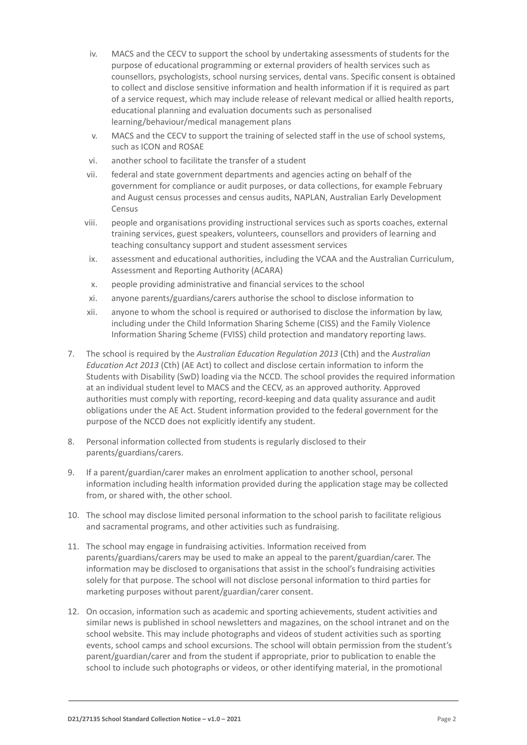iv. MACS and the CECV to support the school by undertaking assessments of students for the purpose of educational programming or external providers of health services such as counsellors, psychologists, school nursing services, dental vans. Specific consent is obtained to collect and disclose sensitive information and health information if it is required as part of a service request, which may include release of relevant medical or allied health reports, educational planning and evaluation documents such as personalised learning/behaviour/medical management plans

v. MACS and the CECV to support the training of selected staff in the use of school systems, such as ICON and ROSAE

vi. another school to facilitate the transfer of a student

vii. federal and state government departments and agencies acting on behalf of the government for compliance or audit purposes, or data collections, for example February and August census processes and census audits, NAPLAN, Australian Early Development Census

viii. people and organisations providing instructional services such as sports coaches, external training services, guest speakers, volunteers, counsellors and providers of learning and teaching consultancy support and student assessment services

ix. assessment and educational authorities, including the VCAA and the Australian Curriculum, Assessment and Reporting Authority (ACARA)

x. people providing administrative and financial services to the school

xi. anyone parents/guardians/carers authorise the school to disclose information to

xii. anyone to whom the school is required or authorised to disclose the information by law, including under the Child Information Sharing Scheme (CISS) and the Family Violence Information Sharing Scheme (FVISS) child protection and mandatory reporting laws.

7. The school is required by the *Australian Education Regulation 2013* (Cth) and the *Australian Education Act 2013* (Cth) (AE Act) to collect and disclose certain information to inform the Students with Disability (SwD) loading via the NCCD. The school provides the required information at an individual student level to MACS and the CECV, as an approved authority. Approved authorities must comply with reporting, record-keeping and data quality assurance and audit obligations under the AE Act. Student information provided to the federal government for the purpose of the NCCD does not explicitly identify any student.

8. Personal information collected from students is regularly disclosed to their parents/guardians/carers.

9. If a parent/guardian/carer makes an enrolment application to another school, personal information including health information provided during the application stage may be collected from, or shared with, the other school.

10. The school may disclose limited personal information to the school parish to facilitate religious and sacramental programs, and other activities such as fundraising.

11. The school may engage in fundraising activities. Information received from parents/guardians/carers may be used to make an appeal to the parent/guardian/carer. The information may be disclosed to organisations that assist in the school's fundraising activities solely for that purpose. The school will not disclose personal information to third parties for marketing purposes without parent/guardian/carer consent.

12. On occasion, information such as academic and sporting achievements, student activities and similar news is published in school newsletters and magazines, on the school intranet and on the school website. This may include photographs and videos of student activities such as sporting events, school camps and school excursions. The school will obtain permission from the student's parent/guardian/carer and from the student if appropriate, prior to publication to enable the school to include such photographs or videos, or other identifying material, in the promotional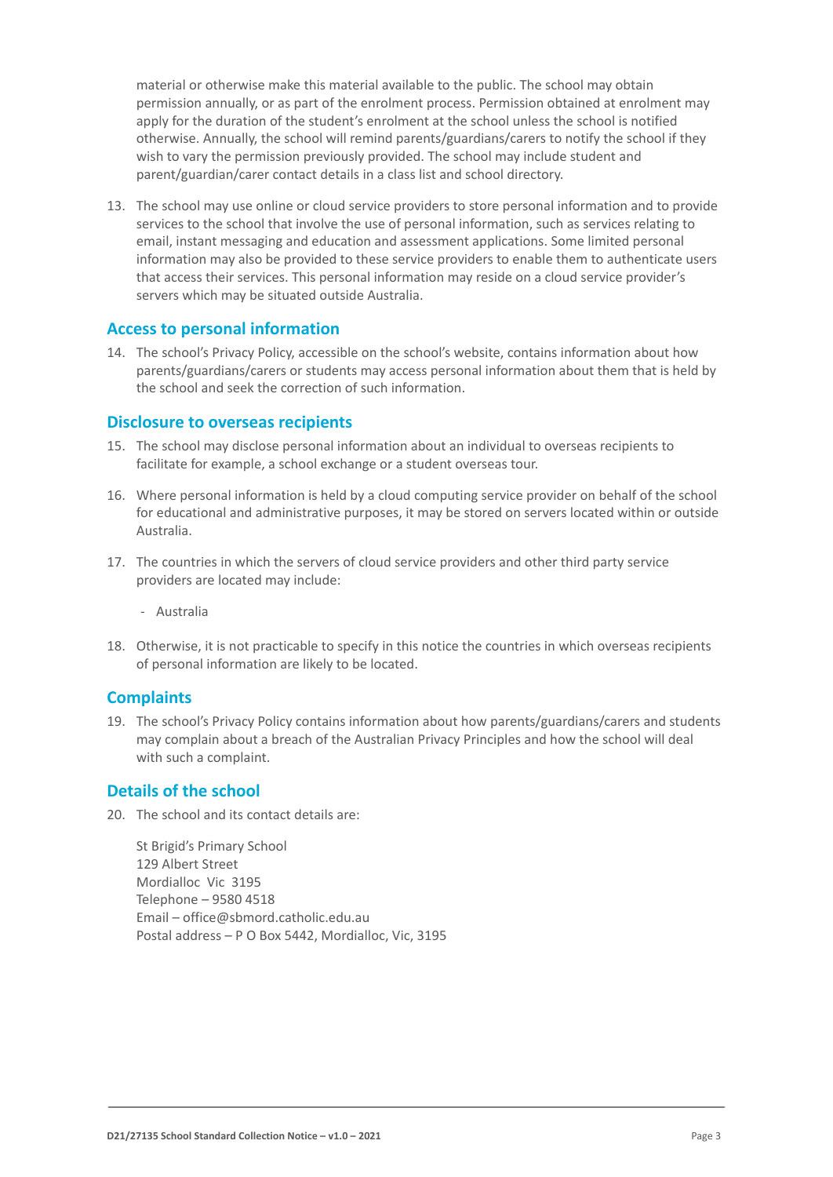material or otherwise make this material available to the public. The school may obtain permission annually, or as part of the enrolment process. Permission obtained at enrolment may apply for the duration of the student's enrolment at the school unless the school is notified otherwise. Annually, the school will remind parents/guardians/carers to notify the school if they wish to vary the permission previously provided. The school may include student and parent/guardian/carer contact details in a class list and school directory.

13. The school may use online or cloud service providers to store personal information and to provide services to the school that involve the use of personal information, such as services relating to email, instant messaging and education and assessment applications. Some limited personal information may also be provided to these service providers to enable them to authenticate users that access their services. This personal information may reside on a cloud service provider's servers which may be situated outside Australia.

## Access to personal information

14. The school's Privacy Policy, accessible on the school's website, contains information about how parents/guardians/carers or students may access personal information about them that is held by the school and seek the correction of such information.

## Disclosure to overseas recipients

15. The school may disclose personal information about an individual to overseas recipients to facilitate for example, a school exchange or a student overseas tour.

16. Where personal information is held by a cloud computing service provider on behalf of the school for educational and administrative purposes, it may be stored on servers located within or outside Australia.

17. The countries in which the servers of cloud service providers and other third party service providers are located may include:

    - Australia

18. Otherwise, it is not practicable to specify in this notice the countries in which overseas recipients of personal information are likely to be located.

## Complaints

19. The school's Privacy Policy contains information about how parents/guardians/carers and students may complain about a breach of the Australian Privacy Principles and how the school will deal with such a complaint.

## Details of the school

20. The school and its contact details are:

    St Brigid's Primary School
    129 Albert Street
    Mordialloc Vic 3195
    Telephone – 9580 4518
    Email – office@sbmord.catholic.edu.au
    Postal address – P O Box 5442, Mordialloc, Vic, 3195